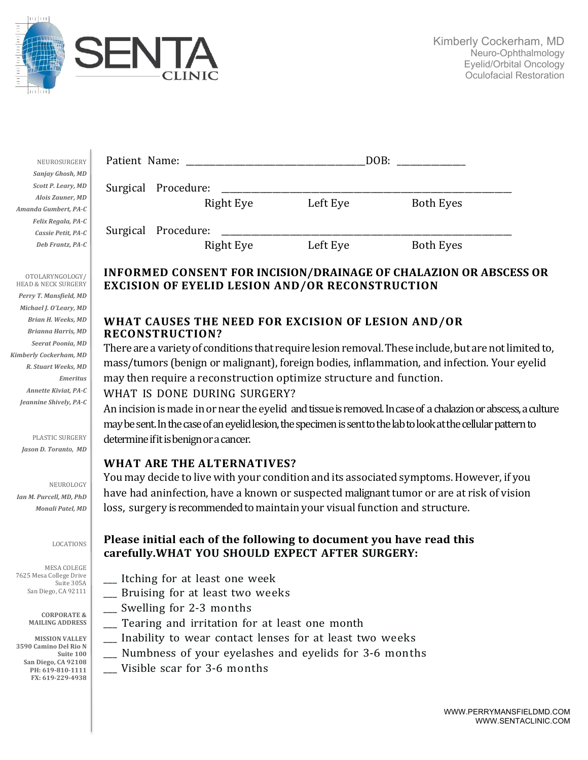# SENTA CLINIC

Kimberly Cockerham, MD
Neuro-Ophthalmology
Eyelid/Orbital Oncology
Oculofacial Restoration

NEUROSURGERY
*Sanjay Ghosh, MD*
*Scott P. Leary, MD*
*Alois Zauner, MD*
*Amanda Gumbert, PA-C*
*Felix Regala, PA-C*
*Cassie Petit, PA-C*
*Deb Frantz, PA-C*

OTOLARYNGOLOGY/ HEAD & NECK SURGERY
*Perry T. Mansfield, MD*
*Michael J. O'Leary, MD*
*Brian H. Weeks, MD*
*Brianna Harris, MD*
*Seerat Poonia, MD*
*Kimberly Cockerham, MD*
*R. Stuart Weeks, MD*
*Emeritus*
*Annette Kiviat, PA-C*
*Jeannine Shively, PA-C*

PLASTIC SURGERY
*Jason D. Toranto, MD*

NEUROLOGY
*Ian M. Purcell, MD, PhD*
*Monali Patel, MD*

LOCATIONS

MESA COLEGE
7625 Mesa College Drive
Suite 305A
San Diego, CA 92111

**CORPORATE & MAILING ADDRESS**

**MISSION VALLEY**
**3590 Camino Del Rio N**
**Suite 100**
**San Diego, CA 92108**
**PH: 619-810-1111**
**FX: 619-229-4938**

Patient Name: ________________________________________DOB: _______________

Surgical Procedure: ________________________________________________________________
Right Eye Left Eye Both Eyes

Surgical Procedure: ________________________________________________________________
Right Eye Left Eye Both Eyes

## INFORMED CONSENT FOR INCISION/DRAINAGE OF CHALAZION OR ABSCESS OR EXCISION OF EYELID LESION AND/OR RECONSTRUCTION

### WHAT CAUSES THE NEED FOR EXCISION OF LESION AND/OR RECONSTRUCTION?

There are a variety of conditions that require lesion removal. These include, but are not limited to, mass/tumors (benign or malignant), foreign bodies, inflammation, and infection. Your eyelid may then require a reconstruction optimize structure and function.

### WHAT IS DONE DURING SURGERY?

An incision is made in or near the eyelid and tissue is removed. In case of a chalazion or abscess, a culture may be sent. In the case of an eyelid lesion, the specimen is sent to the lab to look at the cellular pattern to determine if it is benign or a cancer.

### WHAT ARE THE ALTERNATIVES?

You may decide to live with your condition and its associated symptoms. However, if you have had aninfection, have a known or suspected malignant tumor or are at risk of vision loss, surgery is recommended to maintain your visual function and structure.

**Please initial each of the following to document you have read this carefully.WHAT YOU SHOULD EXPECT AFTER SURGERY:**

___ Itching for at least one week
___ Bruising for at least two weeks
___ Swelling for 2-3 months
___ Tearing and irritation for at least one month
___ Inability to wear contact lenses for at least two weeks
___ Numbness of your eyelashes and eyelids for 3-6 months
___ Visible scar for 3-6 months

WWW.PERRYMANSFIELDMD.COM
WWW.SENTACLINIC.COM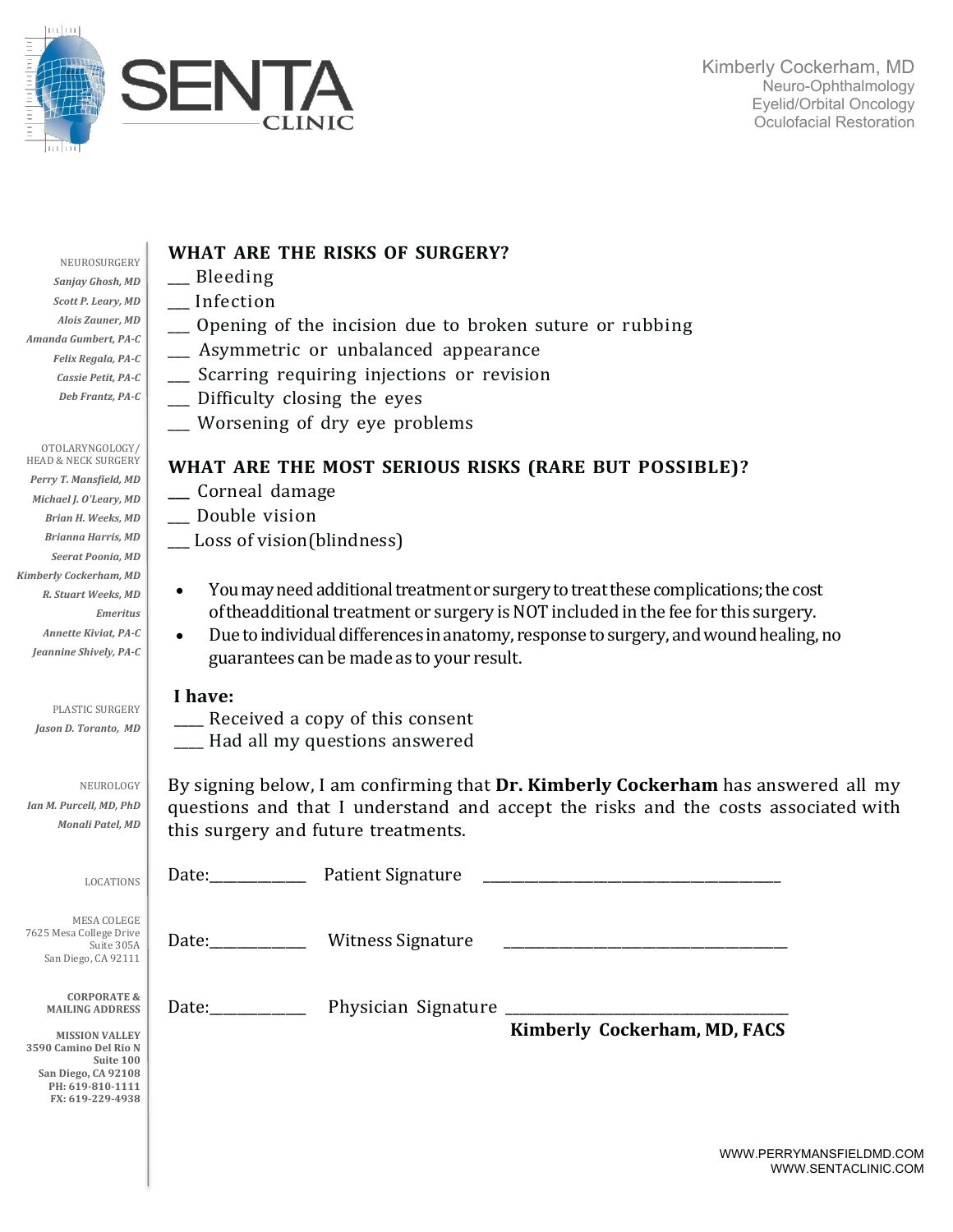Kimberly Cockerham, MD
Neuro-Ophthalmology
Eyelid/Orbital Oncology
Oculofacial Restoration

NEUROSURGERY
*Sanjay Ghosh, MD*
*Scott P. Leary, MD*
*Alois Zauner, MD*
*Amanda Gumbert, PA-C*
*Felix Regala, PA-C*
*Cassie Petit, PA-C*
*Deb Frantz, PA-C*

OTOLARYNGOLOGY/
HEAD & NECK SURGERY
*Perry T. Mansfield, MD*
*Michael J. O'Leary, MD*
*Brian H. Weeks, MD*
*Brianna Harris, MD*
*Seerat Poonia, MD*
*Kimberly Cockerham, MD*
*R. Stuart Weeks, MD*
*Emeritus*
*Annette Kiviat, PA-C*
*Jeannine Shively, PA-C*

PLASTIC SURGERY
*Jason D. Toranto, MD*

NEUROLOGY
*Ian M. Purcell, MD, PhD*
*Monali Patel, MD*

LOCATIONS

MESA COLEGE
7625 Mesa College Drive
Suite 305A
San Diego, CA 92111

**CORPORATE & MAILING ADDRESS**

**MISSION VALLEY**
**3590 Camino Del Rio N**
**Suite 100**
**San Diego, CA 92108**
**PH: 619-810-1111**
**FX: 619-229-4938**

## WHAT ARE THE RISKS OF SURGERY?

___ Bleeding
___ Infection
___ Opening of the incision due to broken suture or rubbing
___ Asymmetric or unbalanced appearance
___ Scarring requiring injections or revision
___ Difficulty closing the eyes
___ Worsening of dry eye problems

## WHAT ARE THE MOST SERIOUS RISKS (RARE BUT POSSIBLE)?

___ Corneal damage
___ Double vision
___ Loss of vision(blindness)

- You may need additional treatment or surgery to treat these complications; the cost of the additional treatment or surgery is NOT included in the fee for this surgery.
- Due to individual differences in anatomy, response to surgery, and wound healing, no guarantees can be made as to your result.

**I have:**

____ Received a copy of this consent
____ Had all my questions answered

By signing below, I am confirming that **Dr. Kimberly Cockerham** has answered all my questions and that I understand and accept the risks and the costs associated with this surgery and future treatments.

Date:____________ Patient Signature ________________________________________

Date:____________ Witness Signature ________________________________________

Date:____________ Physician Signature ________________________________________
**Kimberly Cockerham, MD, FACS**

WWW.PERRYMANSFIELDMD.COM
WWW.SENTACLINIC.COM